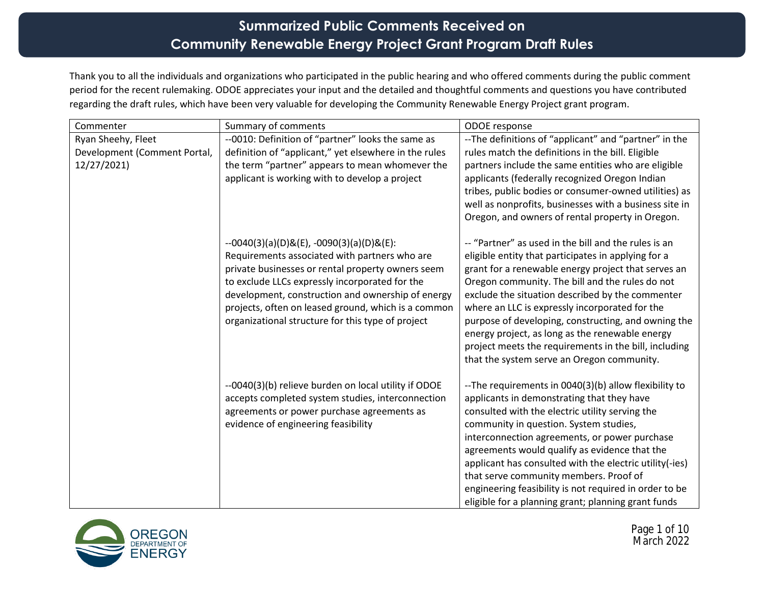# Summarized Public Comments Received on Community Renewable Energy Project Grant Program Draft Rules

Thank you to all the individuals and organizations who participated in the public hearing and who offered comments during the public comment period for the recent rulemaking. ODOE appreciates your input and the detailed and thoughtful comments and questions you have contributed regarding the draft rules, which have been very valuable for developing the Community Renewable Energy Project grant program.

| Commenter | Summary of comments | ODOE response |
|---|---|---|
| Ryan Sheehy, Fleet Development (Comment Portal, 12/27/2021) | --0010: Definition of "partner" looks the same as definition of "applicant," yet elsewhere in the rules the term "partner" appears to mean whomever the applicant is working with to develop a project | --The definitions of "applicant" and "partner" in the rules match the definitions in the bill. Eligible partners include the same entities who are eligible applicants (federally recognized Oregon Indian tribes, public bodies or consumer-owned utilities) as well as nonprofits, businesses with a business site in Oregon, and owners of rental property in Oregon. |
| | --0040(3)(a)(D)&(E), -0090(3)(a)(D)&(E): Requirements associated with partners who are private businesses or rental property owners seem to exclude LLCs expressly incorporated for the development, construction and ownership of energy projects, often on leased ground, which is a common organizational structure for this type of project | -- "Partner" as used in the bill and the rules is an eligible entity that participates in applying for a grant for a renewable energy project that serves an Oregon community. The bill and the rules do not exclude the situation described by the commenter where an LLC is expressly incorporated for the purpose of developing, constructing, and owning the energy project, as long as the renewable energy project meets the requirements in the bill, including that the system serve an Oregon community. |
| | --0040(3)(b) relieve burden on local utility if ODOE accepts completed system studies, interconnection agreements or power purchase agreements as evidence of engineering feasibility | --The requirements in 0040(3)(b) allow flexibility to applicants in demonstrating that they have consulted with the electric utility serving the community in question. System studies, interconnection agreements, or power purchase agreements would qualify as evidence that the applicant has consulted with the electric utility(-ies) that serve community members. Proof of engineering feasibility is not required in order to be eligible for a planning grant; planning grant funds |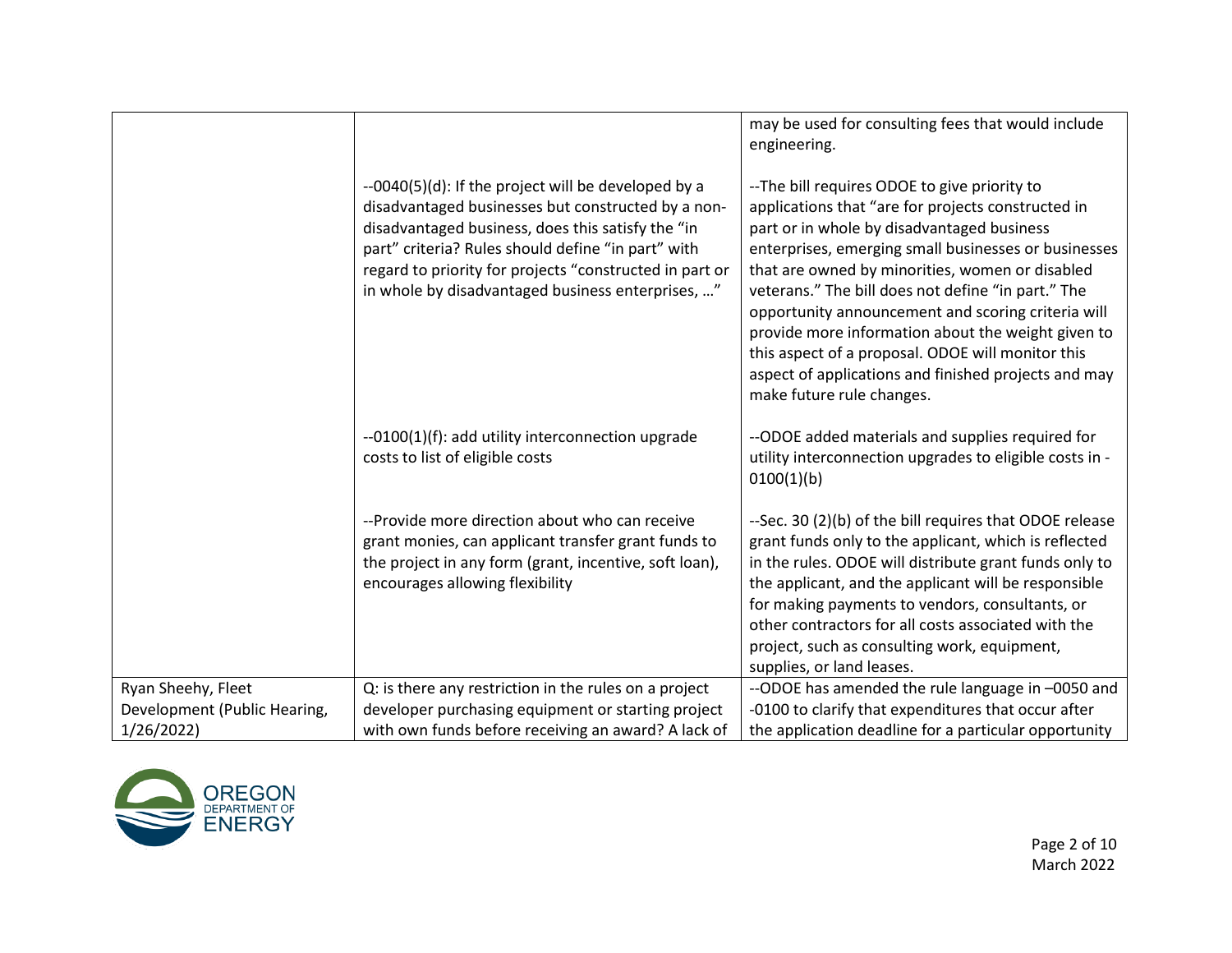| | | |
|---|---|---|
| | | may be used for consulting fees that would include engineering. |
| | --0040(5)(d): If the project will be developed by a disadvantaged businesses but constructed by a non-disadvantaged business, does this satisfy the "in part" criteria? Rules should define "in part" with regard to priority for projects "constructed in part or in whole by disadvantaged business enterprises, …" | --The bill requires ODOE to give priority to applications that "are for projects constructed in part or in whole by disadvantaged business enterprises, emerging small businesses or businesses that are owned by minorities, women or disabled veterans." The bill does not define "in part." The opportunity announcement and scoring criteria will provide more information about the weight given to this aspect of a proposal. ODOE will monitor this aspect of applications and finished projects and may make future rule changes. |
| | --0100(1)(f): add utility interconnection upgrade costs to list of eligible costs | --ODOE added materials and supplies required for utility interconnection upgrades to eligible costs in -0100(1)(b) |
| | --Provide more direction about who can receive grant monies, can applicant transfer grant funds to the project in any form (grant, incentive, soft loan), encourages allowing flexibility | --Sec. 30 (2)(b) of the bill requires that ODOE release grant funds only to the applicant, which is reflected in the rules. ODOE will distribute grant funds only to the applicant, and the applicant will be responsible for making payments to vendors, consultants, or other contractors for all costs associated with the project, such as consulting work, equipment, supplies, or land leases. |
| Ryan Sheehy, Fleet Development (Public Hearing, 1/26/2022) | Q: is there any restriction in the rules on a project developer purchasing equipment or starting project with own funds before receiving an award? A lack of | --ODOE has amended the rule language in –0050 and -0100 to clarify that expenditures that occur after the application deadline for a particular opportunity |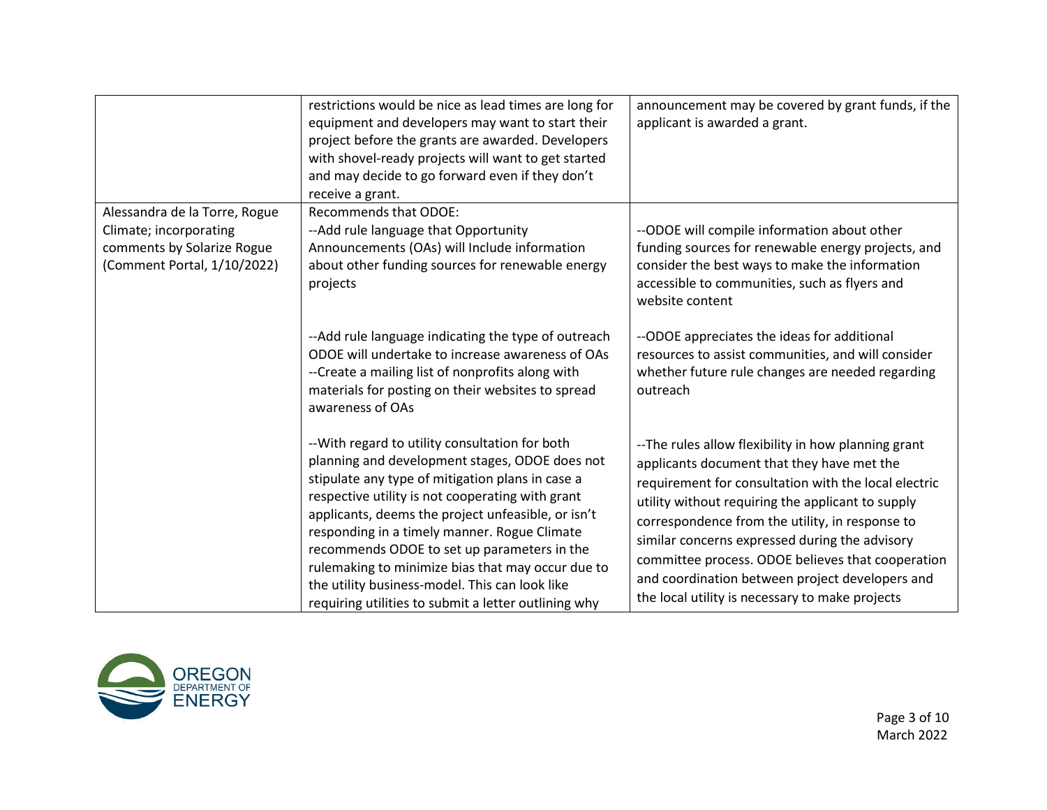| | | |
|---|---|---|
| | restrictions would be nice as lead times are long for equipment and developers may want to start their project before the grants are awarded. Developers with shovel-ready projects will want to get started and may decide to go forward even if they don't receive a grant. | announcement may be covered by grant funds, if the applicant is awarded a grant. |
| Alessandra de la Torre, Rogue Climate; incorporating comments by Solarize Rogue (Comment Portal, 1/10/2022) | Recommends that ODOE:<br>--Add rule language that Opportunity Announcements (OAs) will Include information about other funding sources for renewable energy projects<br><br>--Add rule language indicating the type of outreach ODOE will undertake to increase awareness of OAs<br>--Create a mailing list of nonprofits along with materials for posting on their websites to spread awareness of OAs<br><br>--With regard to utility consultation for both planning and development stages, ODOE does not stipulate any type of mitigation plans in case a respective utility is not cooperating with grant applicants, deems the project unfeasible, or isn't responding in a timely manner. Rogue Climate recommends ODOE to set up parameters in the rulemaking to minimize bias that may occur due to the utility business-model. This can look like requiring utilities to submit a letter outlining why | --ODOE will compile information about other funding sources for renewable energy projects, and consider the best ways to make the information accessible to communities, such as flyers and website content<br><br>--ODOE appreciates the ideas for additional resources to assist communities, and will consider whether future rule changes are needed regarding outreach<br><br>--The rules allow flexibility in how planning grant applicants document that they have met the requirement for consultation with the local electric utility without requiring the applicant to supply correspondence from the utility, in response to similar concerns expressed during the advisory committee process. ODOE believes that cooperation and coordination between project developers and the local utility is necessary to make projects |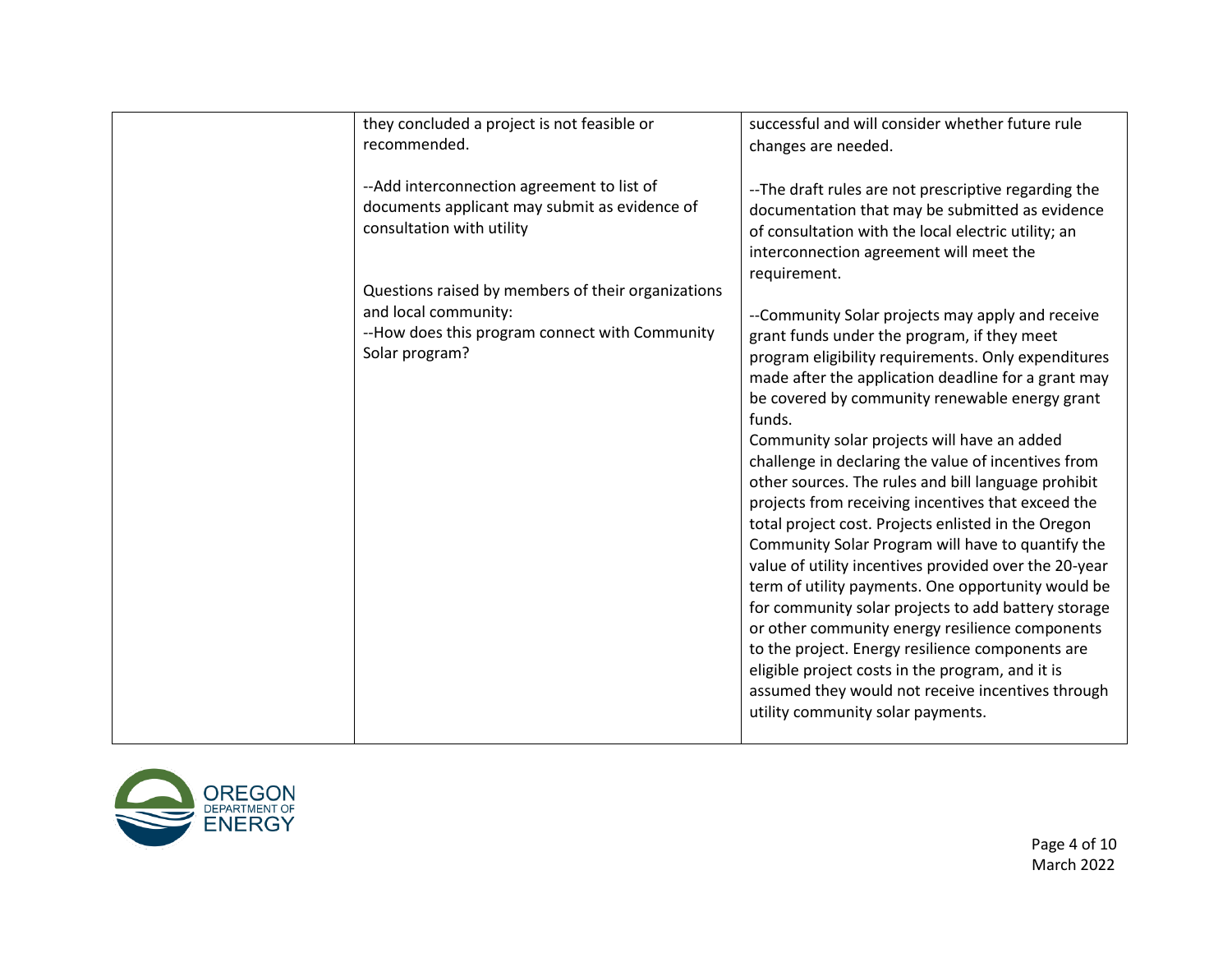| | | |
|---|---|---|
| | they concluded a project is not feasible or recommended.<br><br>--Add interconnection agreement to list of documents applicant may submit as evidence of consultation with utility<br><br>Questions raised by members of their organizations and local community:<br>--How does this program connect with Community Solar program? | successful and will consider whether future rule changes are needed.<br><br>--The draft rules are not prescriptive regarding the documentation that may be submitted as evidence of consultation with the local electric utility; an interconnection agreement will meet the requirement.<br><br>--Community Solar projects may apply and receive grant funds under the program, if they meet program eligibility requirements. Only expenditures made after the application deadline for a grant may be covered by community renewable energy grant funds.<br>Community solar projects will have an added challenge in declaring the value of incentives from other sources. The rules and bill language prohibit projects from receiving incentives that exceed the total project cost. Projects enlisted in the Oregon Community Solar Program will have to quantify the value of utility incentives provided over the 20-year term of utility payments. One opportunity would be for community solar projects to add battery storage or other community energy resilience components to the project. Energy resilience components are eligible project costs in the program, and it is assumed they would not receive incentives through utility community solar payments. |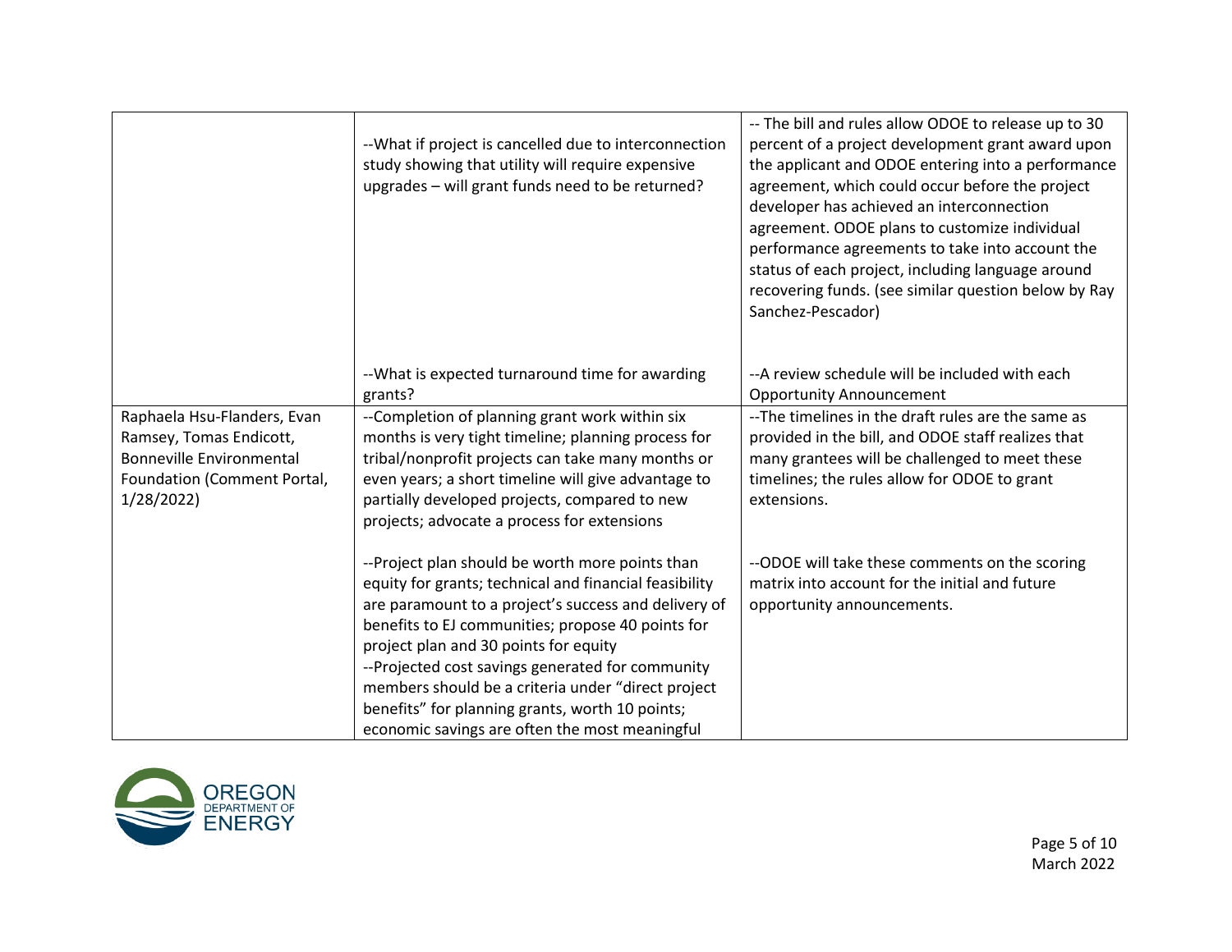| | | |
|---|---|---|
| | --What if project is cancelled due to interconnection study showing that utility will require expensive upgrades – will grant funds need to be returned?<br><br>--What is expected turnaround time for awarding grants? | -- The bill and rules allow ODOE to release up to 30 percent of a project development grant award upon the applicant and ODOE entering into a performance agreement, which could occur before the project developer has achieved an interconnection agreement. ODOE plans to customize individual performance agreements to take into account the status of each project, including language around recovering funds. (see similar question below by Ray Sanchez-Pescador)<br><br>--A review schedule will be included with each Opportunity Announcement |
| Raphaela Hsu-Flanders, Evan Ramsey, Tomas Endicott, Bonneville Environmental Foundation (Comment Portal, 1/28/2022) | --Completion of planning grant work within six months is very tight timeline; planning process for tribal/nonprofit projects can take many months or even years; a short timeline will give advantage to partially developed projects, compared to new projects; advocate a process for extensions<br><br>--Project plan should be worth more points than equity for grants; technical and financial feasibility are paramount to a project's success and delivery of benefits to EJ communities; propose 40 points for project plan and 30 points for equity<br>--Projected cost savings generated for community members should be a criteria under "direct project benefits" for planning grants, worth 10 points; economic savings are often the most meaningful | --The timelines in the draft rules are the same as provided in the bill, and ODOE staff realizes that many grantees will be challenged to meet these timelines; the rules allow for ODOE to grant extensions.<br><br>--ODOE will take these comments on the scoring matrix into account for the initial and future opportunity announcements. |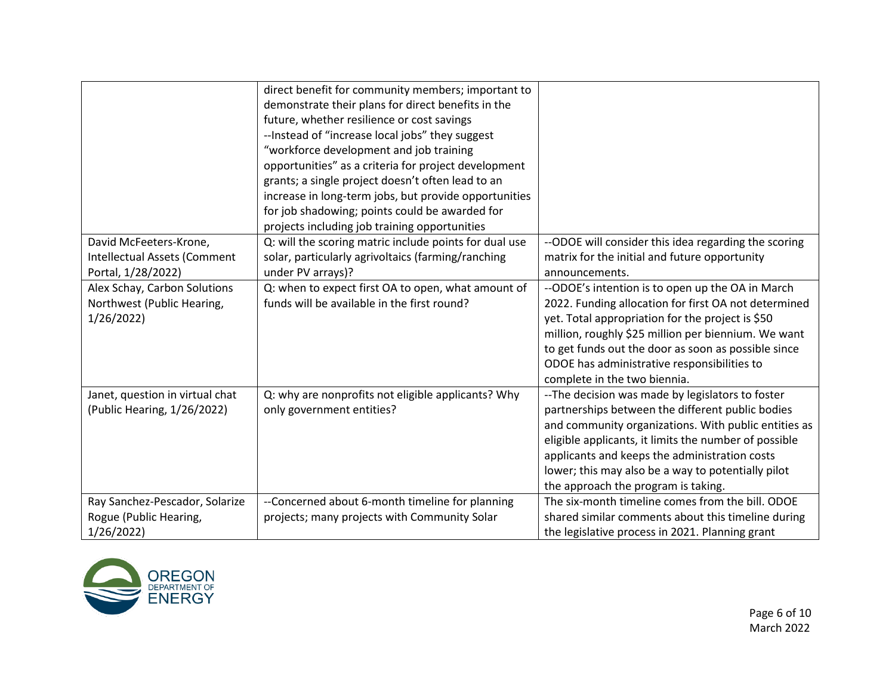| | | |
|---|---|---|
| | direct benefit for community members; important to demonstrate their plans for direct benefits in the future, whether resilience or cost savings<br>--Instead of “increase local jobs” they suggest “workforce development and job training opportunities” as a criteria for project development grants; a single project doesn’t often lead to an increase in long-term jobs, but provide opportunities for job shadowing; points could be awarded for projects including job training opportunities | |
| David McFeeters-Krone, Intellectual Assets (Comment Portal, 1/28/2022) | Q: will the scoring matric include points for dual use solar, particularly agrivoltaics (farming/ranching under PV arrays)? | --ODOE will consider this idea regarding the scoring matrix for the initial and future opportunity announcements. |
| Alex Schay, Carbon Solutions Northwest (Public Hearing, 1/26/2022) | Q: when to expect first OA to open, what amount of funds will be available in the first round? | --ODOE’s intention is to open up the OA in March 2022. Funding allocation for first OA not determined yet. Total appropriation for the project is $50 million, roughly $25 million per biennium. We want to get funds out the door as soon as possible since ODOE has administrative responsibilities to complete in the two biennia. |
| Janet, question in virtual chat (Public Hearing, 1/26/2022) | Q: why are nonprofits not eligible applicants? Why only government entities? | --The decision was made by legislators to foster partnerships between the different public bodies and community organizations. With public entities as eligible applicants, it limits the number of possible applicants and keeps the administration costs lower; this may also be a way to potentially pilot the approach the program is taking. |
| Ray Sanchez-Pescador, Solarize Rogue (Public Hearing, 1/26/2022) | --Concerned about 6-month timeline for planning projects; many projects with Community Solar | The six-month timeline comes from the bill. ODOE shared similar comments about this timeline during the legislative process in 2021. Planning grant |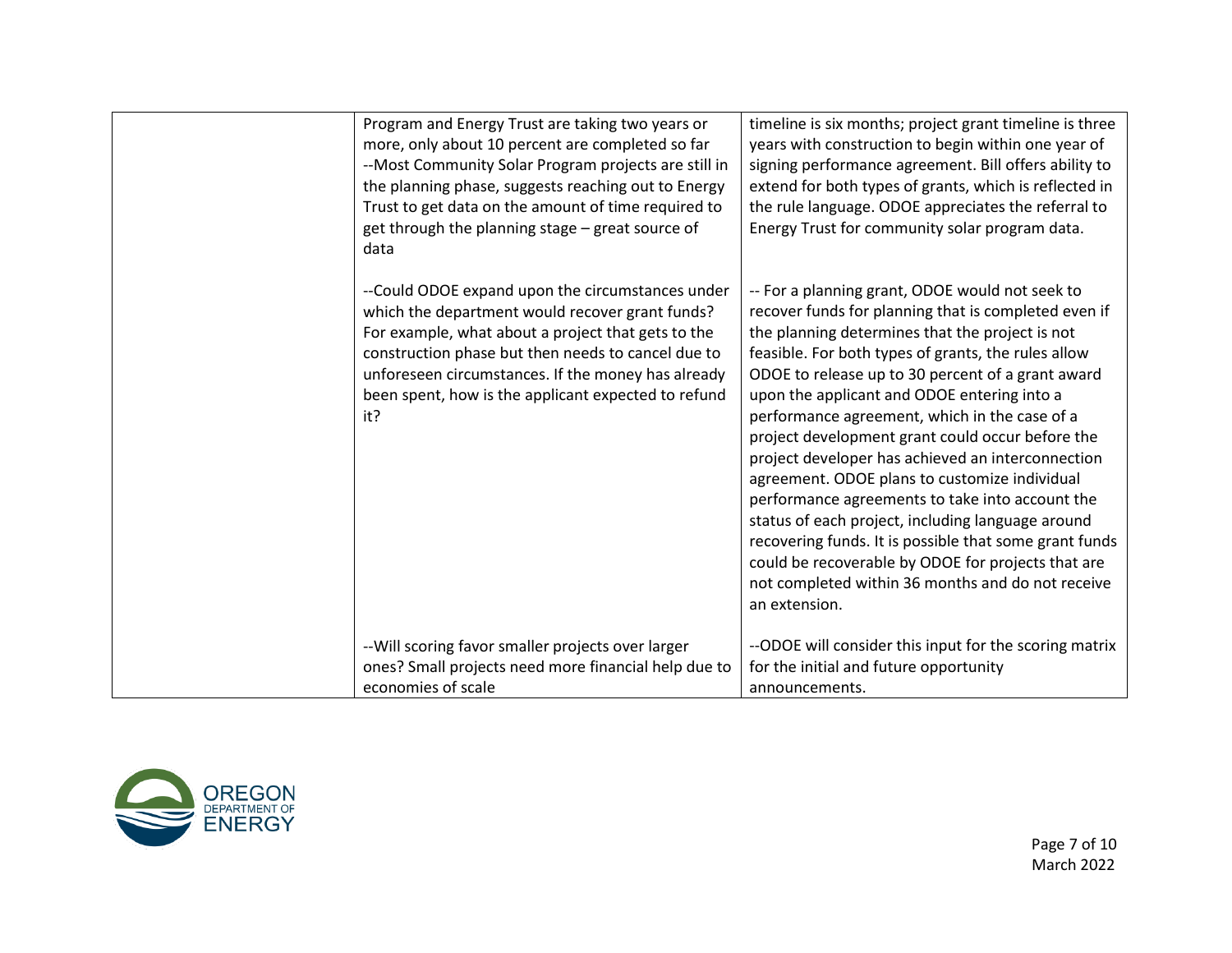|  |  |  |
|---|---|---|
|  | Program and Energy Trust are taking two years or more, only about 10 percent are completed so far<br>--Most Community Solar Program projects are still in the planning phase, suggests reaching out to Energy Trust to get data on the amount of time required to get through the planning stage – great source of data | timeline is six months; project grant timeline is three years with construction to begin within one year of signing performance agreement. Bill offers ability to extend for both types of grants, which is reflected in the rule language. ODOE appreciates the referral to Energy Trust for community solar program data. |
|  | --Could ODOE expand upon the circumstances under which the department would recover grant funds? For example, what about a project that gets to the construction phase but then needs to cancel due to unforeseen circumstances. If the money has already been spent, how is the applicant expected to refund it? | -- For a planning grant, ODOE would not seek to recover funds for planning that is completed even if the planning determines that the project is not feasible. For both types of grants, the rules allow ODOE to release up to 30 percent of a grant award upon the applicant and ODOE entering into a performance agreement, which in the case of a project development grant could occur before the project developer has achieved an interconnection agreement. ODOE plans to customize individual performance agreements to take into account the status of each project, including language around recovering funds. It is possible that some grant funds could be recoverable by ODOE for projects that are not completed within 36 months and do not receive an extension. |
|  | --Will scoring favor smaller projects over larger ones? Small projects need more financial help due to economies of scale | --ODOE will consider this input for the scoring matrix for the initial and future opportunity announcements. |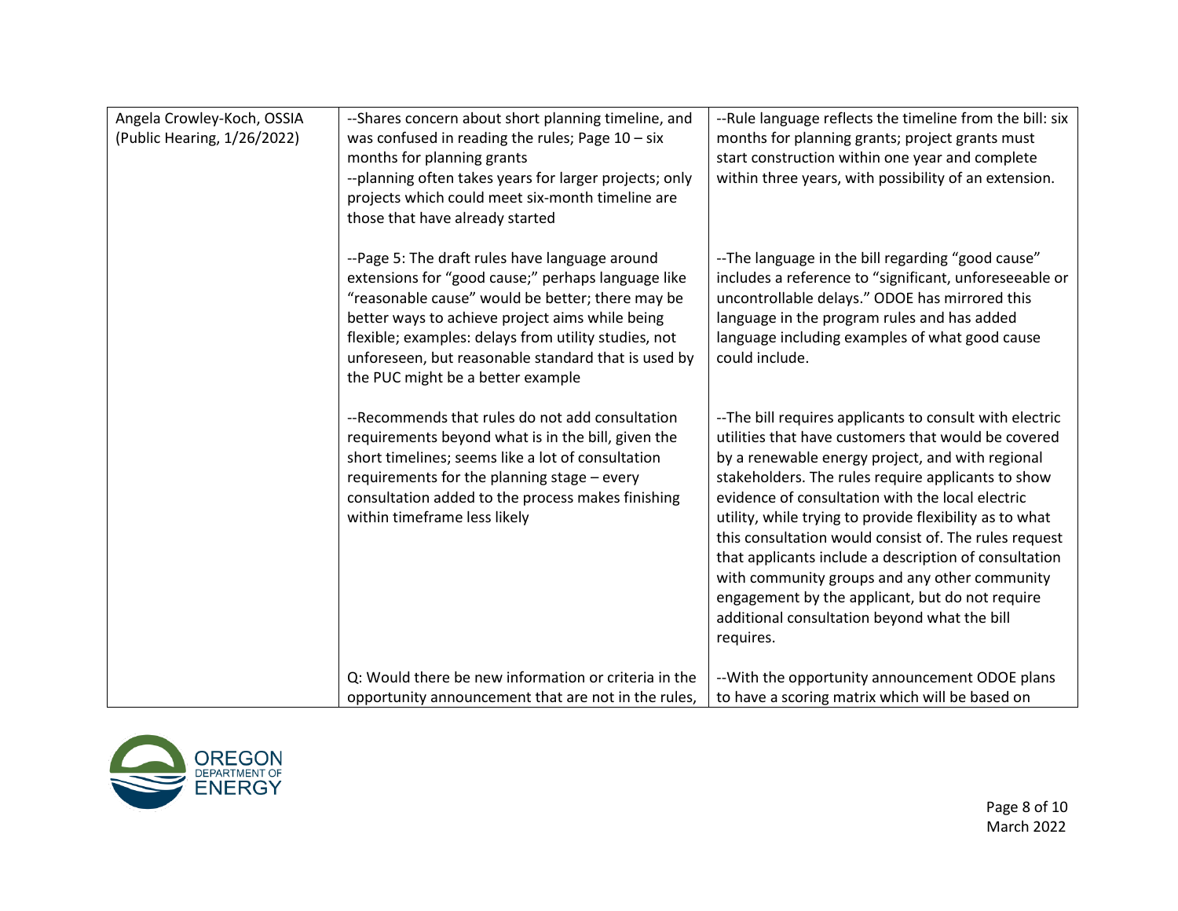| | | |
|---|---|---|
| Angela Crowley-Koch, OSSIA (Public Hearing, 1/26/2022) | --Shares concern about short planning timeline, and was confused in reading the rules; Page 10 – six months for planning grants<br>--planning often takes years for larger projects; only projects which could meet six-month timeline are those that have already started | --Rule language reflects the timeline from the bill: six months for planning grants; project grants must start construction within one year and complete within three years, with possibility of an extension. |
| | --Page 5: The draft rules have language around extensions for "good cause;" perhaps language like "reasonable cause" would be better; there may be better ways to achieve project aims while being flexible; examples: delays from utility studies, not unforeseen, but reasonable standard that is used by the PUC might be a better example | --The language in the bill regarding "good cause" includes a reference to "significant, unforeseeable or uncontrollable delays." ODOE has mirrored this language in the program rules and has added language including examples of what good cause could include. |
| | --Recommends that rules do not add consultation requirements beyond what is in the bill, given the short timelines; seems like a lot of consultation requirements for the planning stage – every consultation added to the process makes finishing within timeframe less likely | --The bill requires applicants to consult with electric utilities that have customers that would be covered by a renewable energy project, and with regional stakeholders. The rules require applicants to show evidence of consultation with the local electric utility, while trying to provide flexibility as to what this consultation would consist of. The rules request that applicants include a description of consultation with community groups and any other community engagement by the applicant, but do not require additional consultation beyond what the bill requires. |
| | Q: Would there be new information or criteria in the opportunity announcement that are not in the rules, | --With the opportunity announcement ODOE plans to have a scoring matrix which will be based on |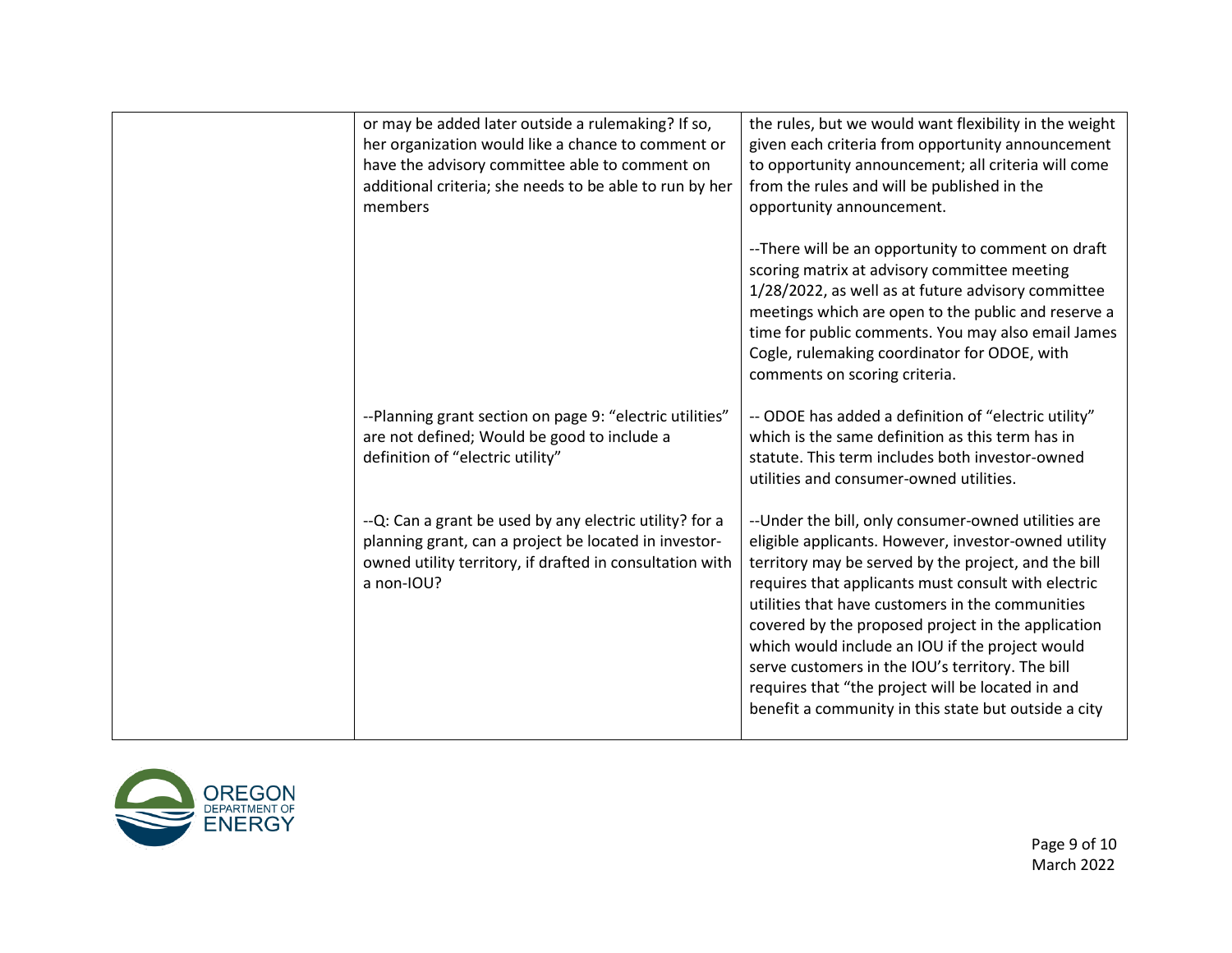| | | |
|---|---|---|
| | or may be added later outside a rulemaking? If so, her organization would like a chance to comment or have the advisory committee able to comment on additional criteria; she needs to be able to run by her members | the rules, but we would want flexibility in the weight given each criteria from opportunity announcement to opportunity announcement; all criteria will come from the rules and will be published in the opportunity announcement.<br><br>--There will be an opportunity to comment on draft scoring matrix at advisory committee meeting 1/28/2022, as well as at future advisory committee meetings which are open to the public and reserve a time for public comments. You may also email James Cogle, rulemaking coordinator for ODOE, with comments on scoring criteria. |
| | --Planning grant section on page 9: "electric utilities" are not defined; Would be good to include a definition of "electric utility" | -- ODOE has added a definition of "electric utility" which is the same definition as this term has in statute. This term includes both investor-owned utilities and consumer-owned utilities. |
| | --Q: Can a grant be used by any electric utility? for a planning grant, can a project be located in investor-owned utility territory, if drafted in consultation with a non-IOU? | --Under the bill, only consumer-owned utilities are eligible applicants. However, investor-owned utility territory may be served by the project, and the bill requires that applicants must consult with electric utilities that have customers in the communities covered by the proposed project in the application which would include an IOU if the project would serve customers in the IOU's territory. The bill requires that "the project will be located in and benefit a community in this state but outside a city |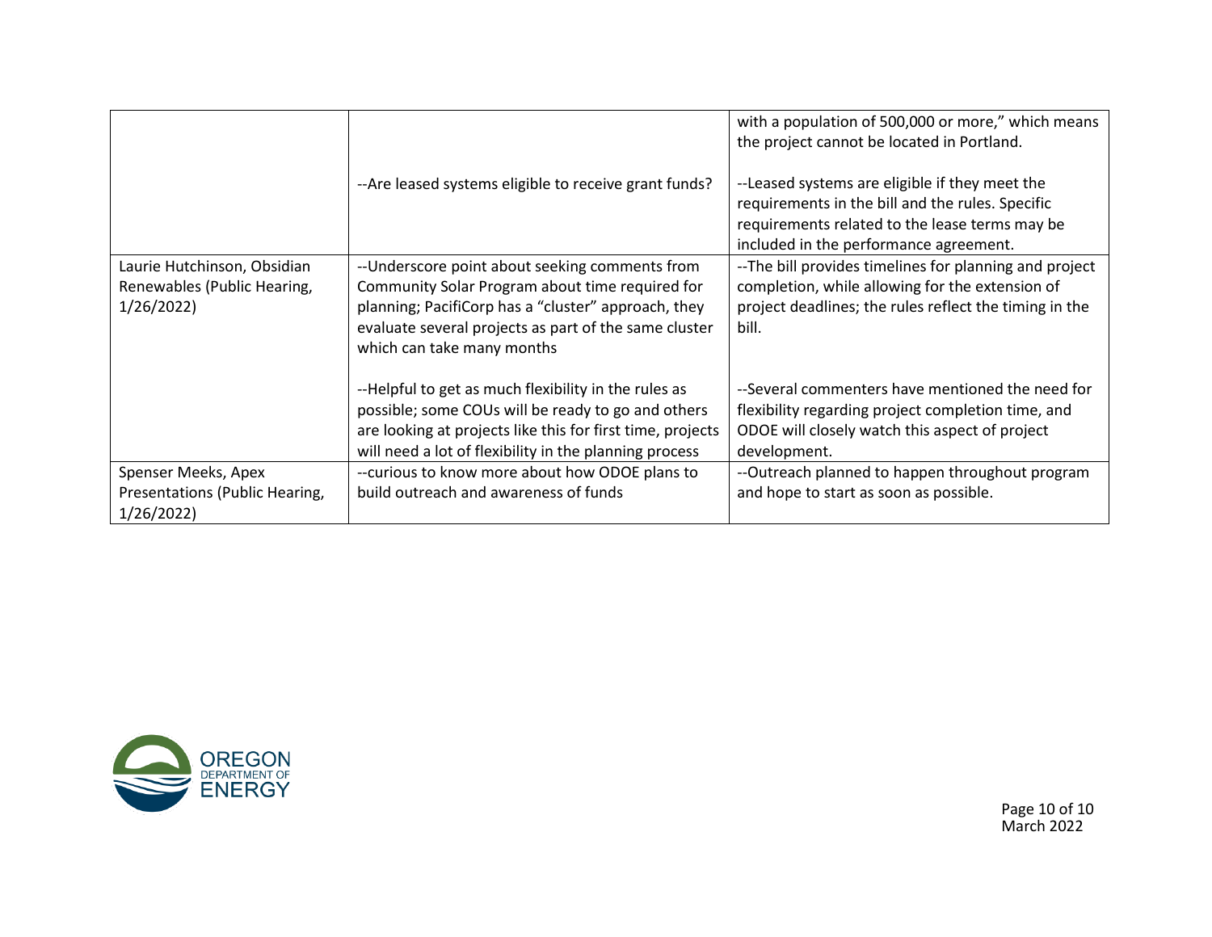| | | |
|---|---|---|
| | | with a population of 500,000 or more," which means the project cannot be located in Portland. |
| | --Are leased systems eligible to receive grant funds? | --Leased systems are eligible if they meet the requirements in the bill and the rules. Specific requirements related to the lease terms may be included in the performance agreement. |
| Laurie Hutchinson, Obsidian Renewables (Public Hearing, 1/26/2022) | --Underscore point about seeking comments from Community Solar Program about time required for planning; PacifiCorp has a "cluster" approach, they evaluate several projects as part of the same cluster which can take many months<br><br>--Helpful to get as much flexibility in the rules as possible; some COUs will be ready to go and others are looking at projects like this for first time, projects will need a lot of flexibility in the planning process | --The bill provides timelines for planning and project completion, while allowing for the extension of project deadlines; the rules reflect the timing in the bill.<br><br>--Several commenters have mentioned the need for flexibility regarding project completion time, and ODOE will closely watch this aspect of project development. |
| Spenser Meeks, Apex Presentations (Public Hearing, 1/26/2022) | --curious to know more about how ODOE plans to build outreach and awareness of funds | --Outreach planned to happen throughout program and hope to start as soon as possible. |

March 2022